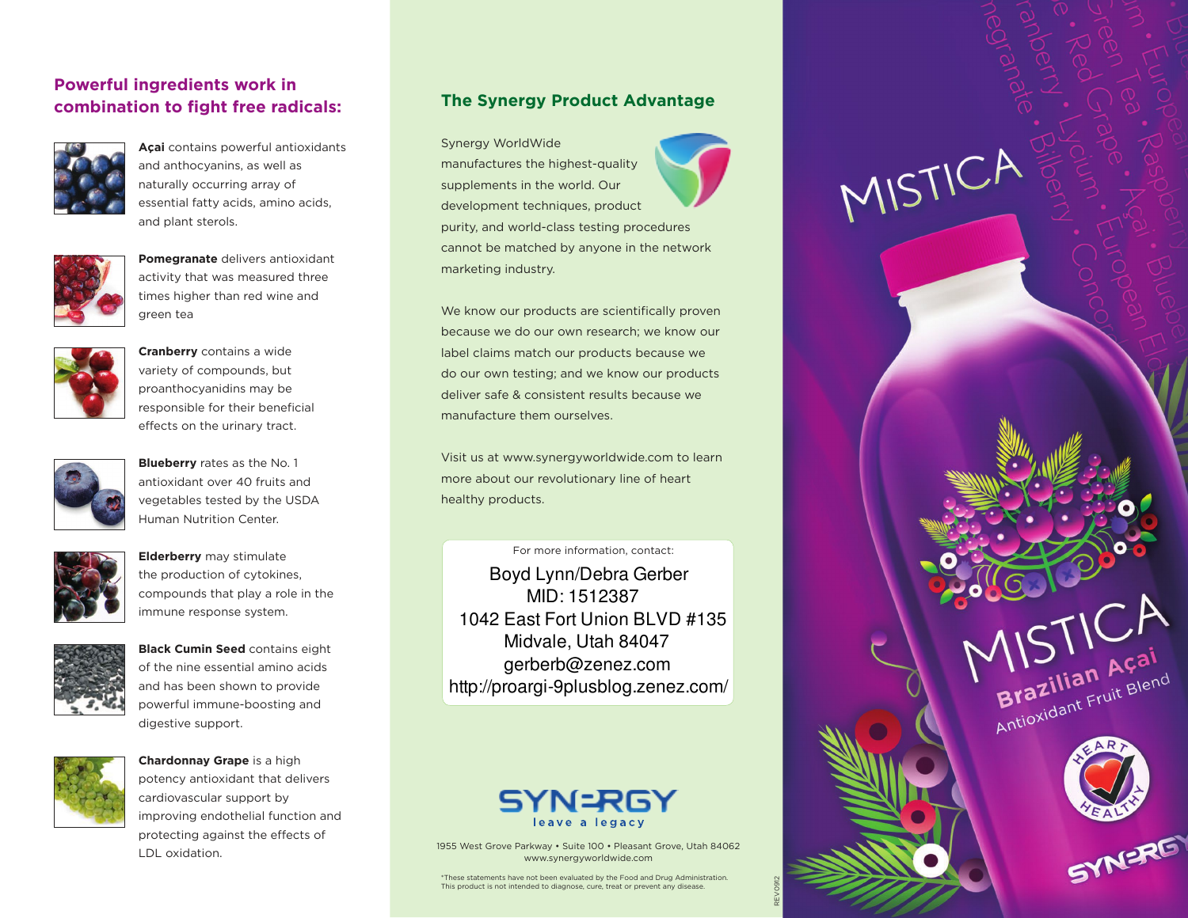## Powerful ingredients work in combination to fight free radicals:

**Açai** contains powerful antioxidants and anthocyanins, as well as naturally occurring array of essential fatty acids, amino acids, and plant sterols.

**Pomegranate** delivers antioxidant activity that was measured three times higher than red wine and green tea

**Cranberry** contains a wide variety of compounds, but proanthocyanidins may be responsible for their beneficial effects on the urinary tract.

**Blueberry** rates as the No. 1 antioxidant over 40 fruits and vegetables tested by the USDA Human Nutrition Center.

**Elderberry** may stimulate the production of cytokines, compounds that play a role in the immune response system.

**Black Cumin Seed** contains eight of the nine essential amino acids and has been shown to provide powerful immune-boosting and digestive support.

**Chardonnay Grape** is a high potency antioxidant that delivers cardiovascular support by improving endothelial function and protecting against the effects of LDL oxidation.

## The Synergy Product Advantage

Synergy WorldWide manufactures the highest-quality supplements in the world. Our development techniques, product purity, and world-class testing procedures cannot be matched by anyone in the network marketing industry.

We know our products are scientifically proven because we do our own research; we know our label claims match our products because we do our own testing; and we know our products deliver safe & consistent results because we manufacture them ourselves.

Visit us at www.synergyworldwide.com to learn more about our revolutionary line of heart healthy products.

For more information, contact:

Boyd Lynn/Debra Gerber
MID: 1512387
1042 East Fort Union BLVD #135
Midvale, Utah 84047
gerberb@zenez.com
http://proargi-9plusblog.zenez.com/

SYNERGY
leave a legacy

1955 West Grove Parkway • Suite 100 • Pleasant Grove, Utah 84062
www.synergyworldwide.com

*These statements have not been evaluated by the Food and Drug Administration. This product is not intended to diagnose, cure, treat or prevent any disease.

REV0912

# MISTICA

Pomegranate • Cranberry • Bilberry • Lycium • Red Grape • Green Tea • European Raspberry • Açai • Blueberry • European Elder • Concord

MISTICA
Brazilian Açai
Antioxidant Fruit Blend

HEART HEALTHY

SYNERGY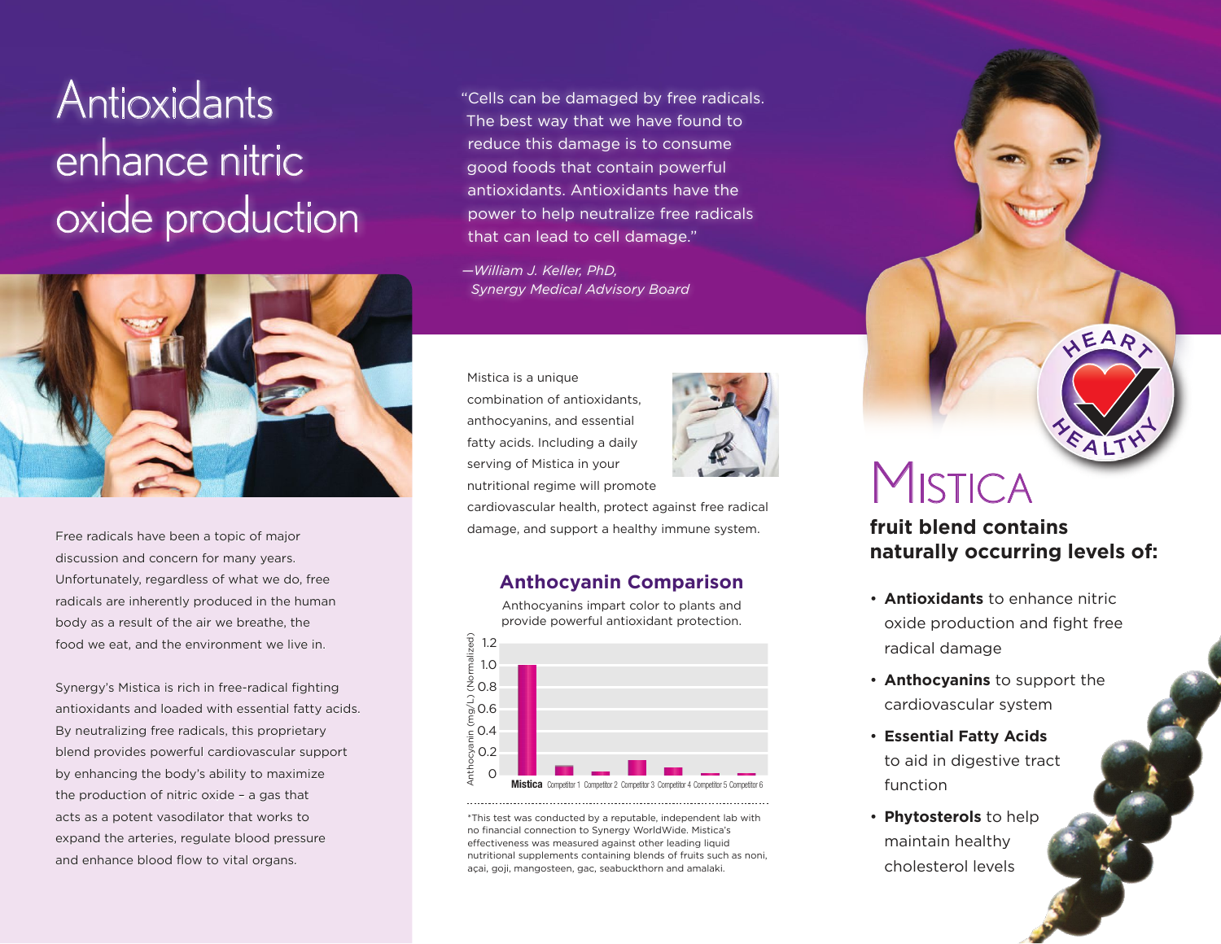# Antioxidants enhance nitric oxide production

Free radicals have been a topic of major discussion and concern for many years. Unfortunately, regardless of what we do, free radicals are inherently produced in the human body as a result of the air we breathe, the food we eat, and the environment we live in.

Synergy's Mistica is rich in free-radical fighting antioxidants and loaded with essential fatty acids. By neutralizing free radicals, this proprietary blend provides powerful cardiovascular support by enhancing the body's ability to maximize the production of nitric oxide – a gas that acts as a potent vasodilator that works to expand the arteries, regulate blood pressure and enhance blood flow to vital organs.

"Cells can be damaged by free radicals. The best way that we have found to reduce this damage is to consume good foods that contain powerful antioxidants. Antioxidants have the power to help neutralize free radicals that can lead to cell damage."

*—William J. Keller, PhD, Synergy Medical Advisory Board*

Mistica is a unique combination of antioxidants, anthocyanins, and essential fatty acids. Including a daily serving of Mistica in your nutritional regime will promote cardiovascular health, protect against free radical damage, and support a healthy immune system.

## Anthocyanin Comparison

Anthocyanins impart color to plants and provide powerful antioxidant protection.

Anthocyanin (mg/L) (Normalized)

1.2
1.0
0.8
0.6
0.4
0.2
0

Mistica
Competitor 1
Competitor 2
Competitor 3
Competitor 4
Competitor 5
Competitor 6

*This test was conducted by a reputable, independent lab with no financial connection to Synergy WorldWide. Mistica's effectiveness was measured against other leading liquid nutritional supplements containing blends of fruits such as noni, açai, goji, mangosteen, gac, seabuckthorn and amalaki.

HEART HEALTHY

## MISTICA

### fruit blend contains naturally occurring levels of:

- **Antioxidants** to enhance nitric oxide production and fight free radical damage
- **Anthocyanins** to support the cardiovascular system
- **Essential Fatty Acids** to aid in digestive tract function
- **Phytosterols** to help maintain healthy cholesterol levels